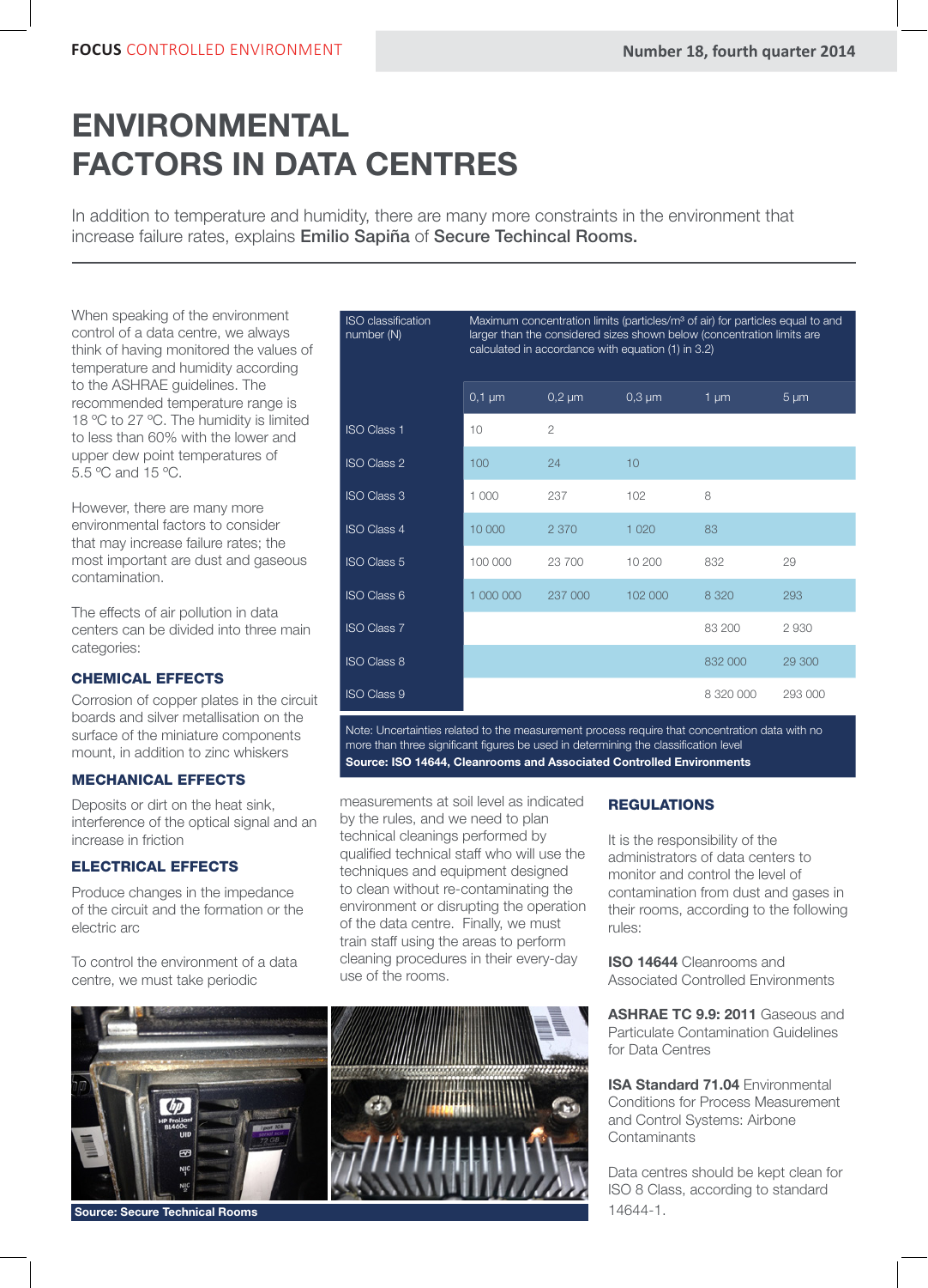# ENVIRONMENTAL FACTORS IN DATA CENTRES

In addition to temperature and humidity, there are many more constraints in the environment that increase failure rates, explains **Emilio Sapiña** of **Secure Techincal Rooms.**

When speaking of the environment control of a data centre, we always think of having monitored the values of temperature and humidity according to the ASHRAE guidelines. The recommended temperature range is 18 ºC to 27 ºC. The humidity is limited to less than 60% with the lower and upper dew point temperatures of 5.5 ºC and 15 ºC.

However, there are many more environmental factors to consider that may increase failure rates; the most important are dust and gaseous contamination.

The effects of air pollution in data centers can be divided into three main categories:

### CHEMICAL EFFECTS

Corrosion of copper plates in the circuit boards and silver metallisation on the surface of the miniature components mount, in addition to zinc whiskers

### MECHANICAL EFFECTS

Deposits or dirt on the heat sink, interference of the optical signal and an increase in friction

### ELECTRICAL EFFECTS

Produce changes in the impedance of the circuit and the formation or the electric arc

To control the environment of a data centre, we must take periodic measurements at soil level as indicated by the rules, and we need to plan technical cleanings performed by qualified technical staff who will use the techniques and equipment designed to clean without re-contaminating the environment or disrupting the operation of the data centre. Finally, we must train staff using the areas to perform cleaning procedures in their every-day use of the rooms.

| ISO classification number (N) | Maximum concentration limits (particles/m³ of air) for particles equal to and larger than the considered sizes shown below (concentration limits are calculated in accordance with equation (1) in 3.2) | | | | |
|---|---|---|---|---|---|
| | 0,1 µm | 0,2 µm | 0,3 µm | 1 µm | 5 µm |
| ISO Class 1 | 10 | 2 | | | |
| ISO Class 2 | 100 | 24 | 10 | | |
| ISO Class 3 | 1 000 | 237 | 102 | 8 | |
| ISO Class 4 | 10 000 | 2 370 | 1 020 | 83 | |
| ISO Class 5 | 100 000 | 23 700 | 10 200 | 832 | 29 |
| ISO Class 6 | 1 000 000 | 237 000 | 102 000 | 8 320 | 293 |
| ISO Class 7 | | | | 83 200 | 2 930 |
| ISO Class 8 | | | | 832 000 | 29 300 |
| ISO Class 9 | | | | 8 320 000 | 293 000 |

Note: Uncertainties related to the measurement process require that concentration data with no more than three significant figures be used in determining the classification level

**Source: ISO 14644, Cleanrooms and Associated Controlled Environments**

### REGULATIONS

It is the responsibility of the administrators of data centers to monitor and control the level of contamination from dust and gases in their rooms, according to the following rules:

**ISO 14644** Cleanrooms and Associated Controlled Environments

**ASHRAE TC 9.9: 2011** Gaseous and Particulate Contamination Guidelines for Data Centres

**ISA Standard 71.04** Environmental Conditions for Process Measurement and Control Systems: Airbone Contaminants

Data centres should be kept clean for ISO 8 Class, according to standard 14644-1.

**Source: Secure Technical Rooms**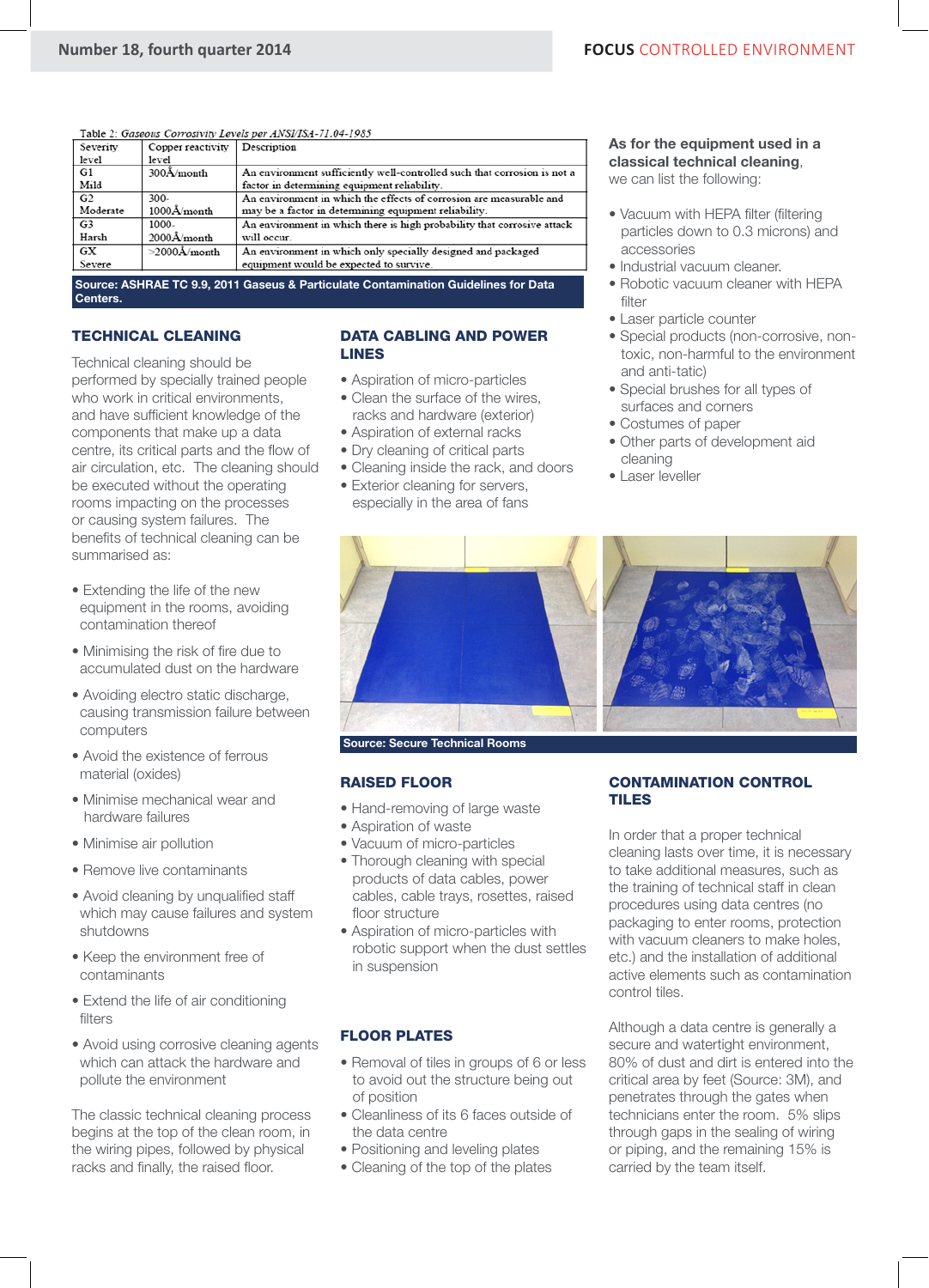Table 2: *Gaseous Corrosivity Levels per ANSI/ISA-71.04-1985*

| Severity level | Copper reactivity level | Description |
|---|---|---|
| G1 Mild | 300Å/month | An environment sufficiently well-controlled such that corrosion is not a factor in determining equipment reliability. |
| G2 Moderate | 300-1000Å/month | An environment in which the effects of corrosion are measurable and may be a factor in determining equipment reliability. |
| G3 Harsh | 1000-2000Å/month | An environment in which there is high probability that corrosive attack will occur. |
| GX Severe | >2000Å/month | An environment in which only specially designed and packaged equipment would be expected to survive. |

**Source: ASHRAE TC 9.9, 2011 Gaseus & Particulate Contamination Guidelines for Data Centers.**

## TECHNICAL CLEANING

Technical cleaning should be performed by specially trained people who work in critical environments, and have sufficient knowledge of the components that make up a data centre, its critical parts and the flow of air circulation, etc. The cleaning should be executed without the operating rooms impacting on the processes or causing system failures. The benefits of technical cleaning can be summarised as:

- Extending the life of the new equipment in the rooms, avoiding contamination thereof
- Minimising the risk of fire due to accumulated dust on the hardware
- Avoiding electro static discharge, causing transmission failure between computers
- Avoid the existence of ferrous material (oxides)
- Minimise mechanical wear and hardware failures
- Minimise air pollution
- Remove live contaminants
- Avoid cleaning by unqualified staff which may cause failures and system shutdowns
- Keep the environment free of contaminants
- Extend the life of air conditioning filters
- Avoid using corrosive cleaning agents which can attack the hardware and pollute the environment

The classic technical cleaning process begins at the top of the clean room, in the wiring pipes, followed by physical racks and finally, the raised floor.

## DATA CABLING AND POWER LINES

- Aspiration of micro-particles
- Clean the surface of the wires, racks and hardware (exterior)
- Aspiration of external racks
- Dry cleaning of critical parts
- Cleaning inside the rack, and doors
- Exterior cleaning for servers, especially in the area of fans

**As for the equipment used in a classical technical cleaning**, we can list the following:

- Vacuum with HEPA filter (filtering particles down to 0.3 microns) and accessories
- Industrial vacuum cleaner.
- Robotic vacuum cleaner with HEPA filter
- Laser particle counter
- Special products (non-corrosive, non-toxic, non-harmful to the environment and anti-tatic)
- Special brushes for all types of surfaces and corners
- Costumes of paper
- Other parts of development aid cleaning
- Laser leveller

**Source: Secure Technical Rooms**

## RAISED FLOOR

- Hand-removing of large waste
- Aspiration of waste
- Vacuum of micro-particles
- Thorough cleaning with special products of data cables, power cables, cable trays, rosettes, raised floor structure
- Aspiration of micro-particles with robotic support when the dust settles in suspension

## FLOOR PLATES

- Removal of tiles in groups of 6 or less to avoid out the structure being out of position
- Cleanliness of its 6 faces outside of the data centre
- Positioning and leveling plates
- Cleaning of the top of the plates

## CONTAMINATION CONTROL TILES

In order that a proper technical cleaning lasts over time, it is necessary to take additional measures, such as the training of technical staff in clean procedures using data centres (no packaging to enter rooms, protection with vacuum cleaners to make holes, etc.) and the installation of additional active elements such as contamination control tiles.

Although a data centre is generally a secure and watertight environment, 80% of dust and dirt is entered into the critical area by feet (Source: 3M), and penetrates through the gates when technicians enter the room. 5% slips through gaps in the sealing of wiring or piping, and the remaining 15% is carried by the team itself.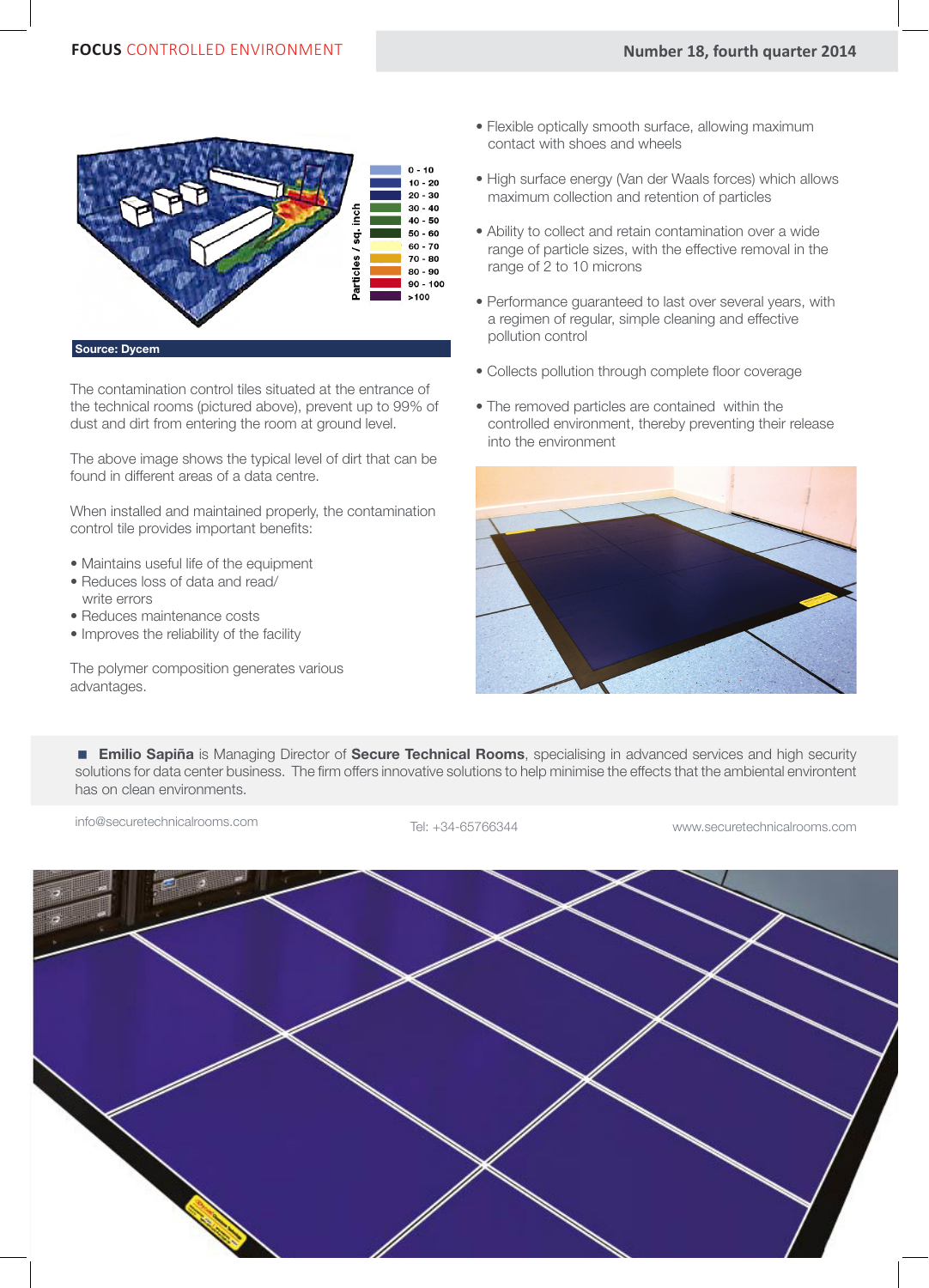0 - 10
10 - 20
20 - 30
30 - 40
40 - 50
50 - 60
60 - 70
70 - 80
80 - 90
90 - 100
>100

Particles / sq. inch

Source: Dycem

The contamination control tiles situated at the entrance of the technical rooms (pictured above), prevent up to 99% of dust and dirt from entering the room at ground level.

The above image shows the typical level of dirt that can be found in different areas of a data centre.

When installed and maintained properly, the contamination control tile provides important benefits:

- Maintains useful life of the equipment
- Reduces loss of data and read/write errors
- Reduces maintenance costs
- Improves the reliability of the facility

The polymer composition generates various advantages.

- Flexible optically smooth surface, allowing maximum contact with shoes and wheels
- High surface energy (Van der Waals forces) which allows maximum collection and retention of particles
- Ability to collect and retain contamination over a wide range of particle sizes, with the effective removal in the range of 2 to 10 microns
- Performance guaranteed to last over several years, with a regimen of regular, simple cleaning and effective pollution control
- Collects pollution through complete floor coverage
- The removed particles are contained within the controlled environment, thereby preventing their release into the environment

**Emilio Sapiña** is Managing Director of **Secure Technical Rooms**, specialising in advanced services and high security solutions for data center business. The firm offers innovative solutions to help minimise the effects that the ambiental environtent has on clean environments.

info@securetechnicalrooms.com

Tel: +34-65766344

www.securetechnicalrooms.com